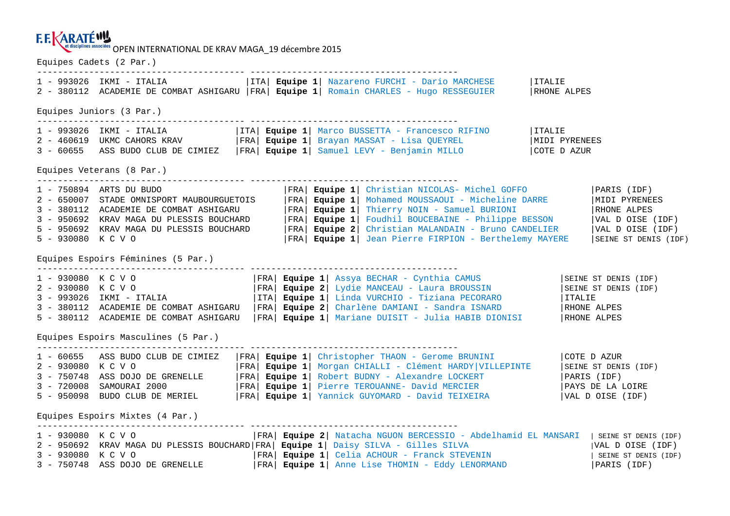F.F. KARATÉ et disciplines associées OPEN INTERNATIONAL DE KRAV MAGA_19 décembre 2015

## Equipes Cadets (2 Par.)

| Rang | Code | Club | Pays | Equipe | Participants | Ligue |
|---|---|---|---|---|---|---|
| 1 | 993026 | IKMI - ITALIA | ITA | **Equipe 1** | Nazareno FURCHI - Dario MARCHESE | ITALIE |
| 2 | 380112 | ACADEMIE DE COMBAT ASHIGARU | FRA | **Equipe 1** | Romain CHARLES - Hugo RESSEGUIER | RHONE ALPES |

## Equipes Juniors (3 Par.)

| Rang | Code | Club | Pays | Equipe | Participants | Ligue |
|---|---|---|---|---|---|---|
| 1 | 993026 | IKMI - ITALIA | ITA | **Equipe 1** | Marco BUSSETTA - Francesco RIFINO | ITALIE |
| 2 | 460619 | UKMC CAHORS KRAV | FRA | **Equipe 1** | Brayan MASSAT - Lisa QUEYREL | MIDI PYRENEES |
| 3 | 60655 | ASS BUDO CLUB DE CIMIEZ | FRA | **Equipe 1** | Samuel LEVY - Benjamin MILLO | COTE D AZUR |

## Equipes Veterans (8 Par.)

| Rang | Code | Club | Pays | Equipe | Participants | Ligue |
|---|---|---|---|---|---|---|
| 1 | 750894 | ARTS DU BUDO | FRA | **Equipe 1** | Christian NICOLAS- Michel GOFFO | PARIS (IDF) |
| 2 | 650007 | STADE OMNISPORT MAUBOURGUETOIS | FRA | **Equipe 1** | Mohamed MOUSSAOUI - Micheline DARRE | MIDI PYRENEES |
| 3 | 380112 | ACADEMIE DE COMBAT ASHIGARU | FRA | **Equipe 1** | Thierry NOIN - Samuel BURIONI | RHONE ALPES |
| 3 | 950692 | KRAV MAGA DU PLESSIS BOUCHARD | FRA | **Equipe 1** | Foudhil BOUCEBAINE - Philippe BESSON | VAL D OISE (IDF) |
| 5 | 950692 | KRAV MAGA DU PLESSIS BOUCHARD | FRA | **Equipe 2** | Christian MALANDAIN - Bruno CANDELIER | VAL D OISE (IDF) |
| 5 | 930080 | K C V O | FRA | **Equipe 1** | Jean Pierre FIRPION - Berthelemy MAYERE | SEINE ST DENIS (IDF) |

## Equipes Espoirs Féminines (5 Par.)

| Rang | Code | Club | Pays | Equipe | Participants | Ligue |
|---|---|---|---|---|---|---|
| 1 | 930080 | K C V O | FRA | **Equipe 1** | Assya BECHAR - Cynthia CAMUS | SEINE ST DENIS (IDF) |
| 2 | 930080 | K C V O | FRA | **Equipe 2** | Lydie MANCEAU - Laura BROUSSIN | SEINE ST DENIS (IDF) |
| 3 | 993026 | IKMI - ITALIA | ITA | **Equipe 1** | Linda VURCHIO - Tiziana PECORARO | ITALIE |
| 3 | 380112 | ACADEMIE DE COMBAT ASHIGARU | FRA | **Equipe 2** | Charlène DAMIANI - Sandra ISNARD | RHONE ALPES |
| 5 | 380112 | ACADEMIE DE COMBAT ASHIGARU | FRA | **Equipe 1** | Mariane DUISIT - Julia HABIB DIONISI | RHONE ALPES |

## Equipes Espoirs Masculines (5 Par.)

| Rang | Code | Club | Pays | Equipe | Participants | Ligue |
|---|---|---|---|---|---|---|
| 1 | 60655 | ASS BUDO CLUB DE CIMIEZ | FRA | **Equipe 1** | Christopher THAON - Gerome BRUNINI | COTE D AZUR |
| 2 | 930080 | K C V O | FRA | **Equipe 1** | Morgan CHIALLI - Clément HARDY\|VILLEPINTE | SEINE ST DENIS (IDF) |
| 3 | 750748 | ASS DOJO DE GRENELLE | FRA | **Equipe 1** | Robert BUDNY - Alexandre LOCKERT | PARIS (IDF) |
| 3 | 720008 | SAMOURAI 2000 | FRA | **Equipe 1** | Pierre TEROUANNE- David MERCIER | PAYS DE LA LOIRE |
| 5 | 950098 | BUDO CLUB DE MERIEL | FRA | **Equipe 1** | Yannick GUYOMARD - David TEIXEIRA | VAL D OISE (IDF) |

## Equipes Espoirs Mixtes (4 Par.)

| Rang | Code | Club | Pays | Equipe | Participants | Ligue |
|---|---|---|---|---|---|---|
| 1 | 930080 | K C V O | FRA | **Equipe 2** | Natacha NGUON BERCESSIO - Abdelhamid EL MANSARI | SEINE ST DENIS (IDF) |
| 2 | 950692 | KRAV MAGA DU PLESSIS BOUCHARD | FRA | **Equipe 1** | Daisy SILVA - Gilles SILVA | VAL D OISE (IDF) |
| 3 | 930080 | K C V O | FRA | **Equipe 1** | Celia ACHOUR - Franck STEVENIN | SEINE ST DENIS (IDF) |
| 3 | 750748 | ASS DOJO DE GRENELLE | FRA | **Equipe 1** | Anne Lise THOMIN - Eddy LENORMAND | PARIS (IDF) |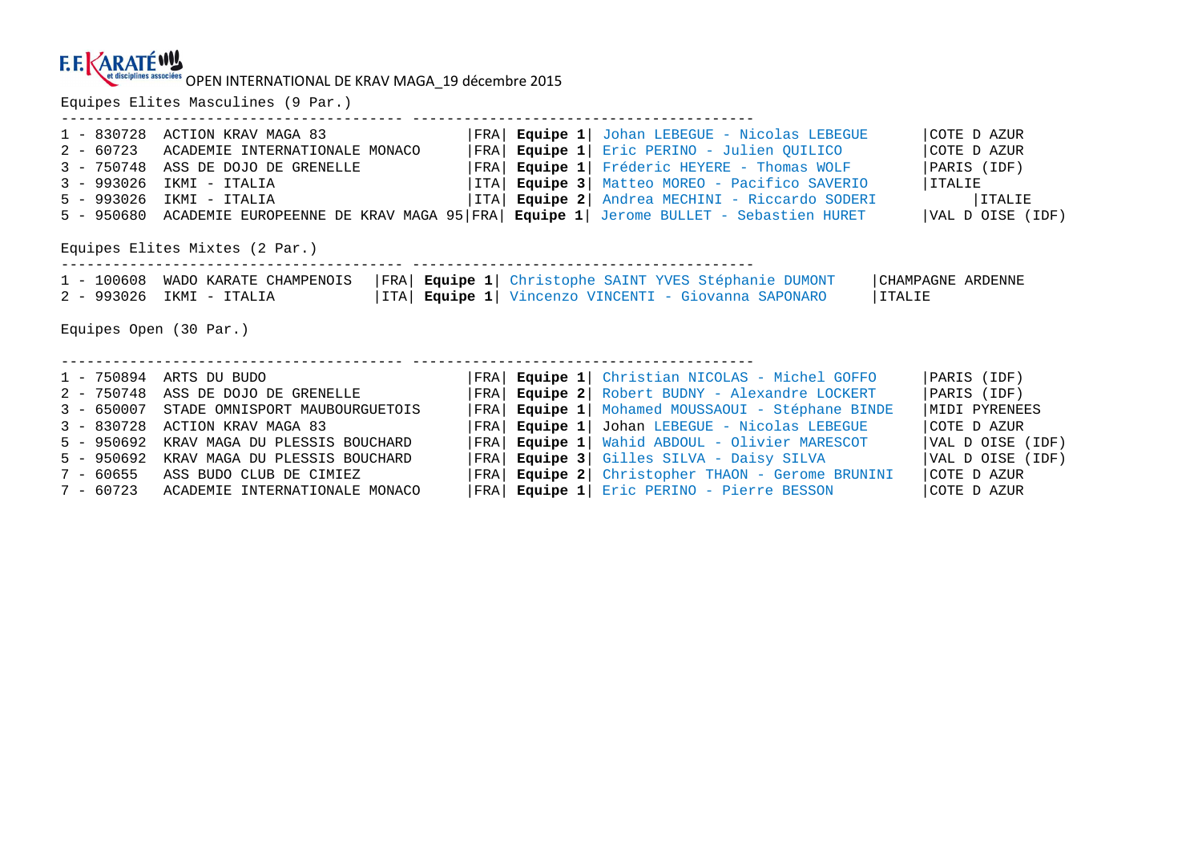F.F. KARATÉ et disciplines associées OPEN INTERNATIONAL DE KRAV MAGA_19 décembre 2015

Equipes Elites Masculines (9 Par.)

| | | | | | | |
|---|---|---|---|---|---|---|
| 1 - 830728 | ACTION KRAV MAGA 83 | FRA | **Equipe 1** | Johan LEBEGUE - Nicolas LEBEGUE | COTE D AZUR |
| 2 - 60723 | ACADEMIE INTERNATIONALE MONACO | FRA | **Equipe 1** | Eric PERINO - Julien QUILICO | COTE D AZUR |
| 3 - 750748 | ASS DE DOJO DE GRENELLE | FRA | **Equipe 1** | Fréderic HEYERE - Thomas WOLF | PARIS (IDF) |
| 3 - 993026 | IKMI - ITALIA | ITA | **Equipe 3** | Matteo MOREO - Pacifico SAVERIO | ITALIE |
| 5 - 993026 | IKMI - ITALIA | ITA | **Equipe 2** | Andrea MECHINI - Riccardo SODERI | ITALIE |
| 5 - 950680 | ACADEMIE EUROPEENNE DE KRAV MAGA 95 | FRA | **Equipe 1** | Jerome BULLET - Sebastien HURET | VAL D OISE (IDF) |

Equipes Elites Mixtes (2 Par.)

| | | | | | |
|---|---|---|---|---|---|
| 1 - 100608 | WADO KARATE CHAMPENOIS | FRA | **Equipe 1** | Christophe SAINT YVES Stéphanie DUMONT | CHAMPAGNE ARDENNE |
| 2 - 993026 | IKMI - ITALIA | ITA | **Equipe 1** | Vincenzo VINCENTI - Giovanna SAPONARO | ITALIE |

Equipes Open (30 Par.)

| | | | | | |
|---|---|---|---|---|---|
| 1 - 750894 | ARTS DU BUDO | FRA | **Equipe 1** | Christian NICOLAS - Michel GOFFO | PARIS (IDF) |
| 2 - 750748 | ASS DE DOJO DE GRENELLE | FRA | **Equipe 2** | Robert BUDNY - Alexandre LOCKERT | PARIS (IDF) |
| 3 - 650007 | STADE OMNISPORT MAUBOURGUETOIS | FRA | **Equipe 1** | Mohamed MOUSSAOUI - Stéphane BINDE | MIDI PYRENEES |
| 3 - 830728 | ACTION KRAV MAGA 83 | FRA | **Equipe 1** | Johan LEBEGUE - Nicolas LEBEGUE | COTE D AZUR |
| 5 - 950692 | KRAV MAGA DU PLESSIS BOUCHARD | FRA | **Equipe 1** | Wahid ABDOUL - Olivier MARESCOT | VAL D OISE (IDF) |
| 5 - 950692 | KRAV MAGA DU PLESSIS BOUCHARD | FRA | **Equipe 3** | Gilles SILVA - Daisy SILVA | VAL D OISE (IDF) |
| 7 - 60655 | ASS BUDO CLUB DE CIMIEZ | FRA | **Equipe 2** | Christopher THAON - Gerome BRUNINI | COTE D AZUR |
| 7 - 60723 | ACADEMIE INTERNATIONALE MONACO | FRA | **Equipe 1** | Eric PERINO - Pierre BESSON | COTE D AZUR |